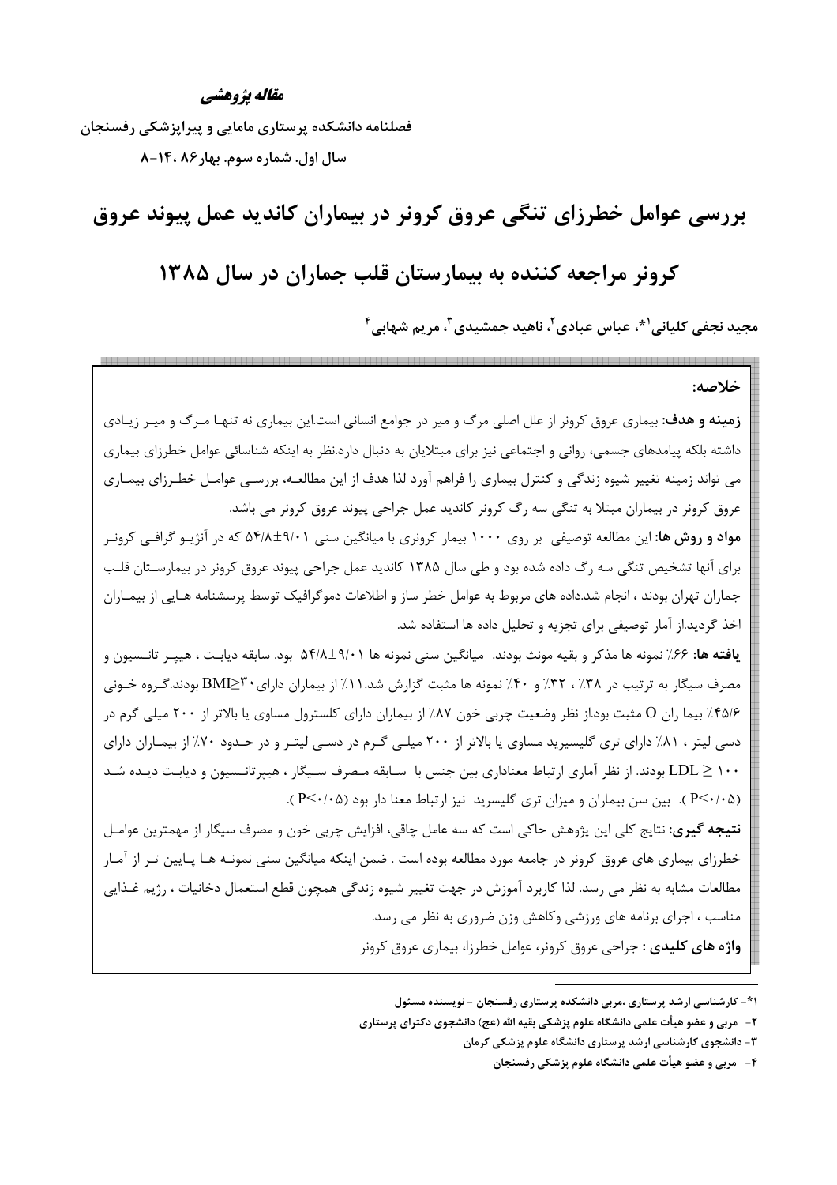***مقاله پژوهشی***

**فصلنامه دانشکده پرستاری مامایی و پیراپزشکی رفسنجان**

**سال اول. شماره سوم. بهار ۸۶ ،۱۴-۸**

# بررسی عوامل خطرزای تنگی عروق کرونر در بیماران کاندید عمل پیوند عروق کرونر مراجعه کننده به بیمارستان قلب جماران در سال ۱۳۸۵

**مجید نجفی کلیانی[1*]، عباس عبادی[2]، ناهید جمشیدی[3]، مریم شهابی[4]**

**خلاصه:**

**زمینه و هدف:** بیماری عروق کرونر از علل اصلی مرگ و میر در جوامع انسانی است.این بیماری نه تنها مرگ و میر زیادی داشته بلکه پیامدهای جسمی، روانی و اجتماعی نیز برای مبتلایان به دنبال دارد.نظر به اینکه شناسائی عوامل خطرزای بیماری می تواند زمینه تغییر شیوه زندگی و کنترل بیماری را فراهم آورد لذا هدف از این مطالعه، بررسی عوامل خطرزای بیماری عروق کرونر در بیماران مبتلا به تنگی سه رگ کرونر کاندید عمل جراحی پیوند عروق کرونر می باشد.

**مواد و روش ها:** این مطالعه توصیفی بر روی ۱۰۰۰ بیمار کرونری با میانگین سنی ۹/۰۱±۵۴/۸ که در آنژیو گرافی کرونر برای آنها تشخیص تنگی سه رگ داده شده بود و طی سال ۱۳۸۵ کاندید عمل جراحی پیوند عروق کرونر در بیمارستان قلب جماران تهران بودند ، انجام شد.داده های مربوط به عوامل خطر ساز و اطلاعات دموگرافیک توسط پرسشنامه هایی از بیماران اخذ گردید.از آمار توصیفی برای تجزیه و تحلیل داده ها استفاده شد.

**یافته ها:** ۶۶٪ نمونه ها مذکر و بقیه مونث بودند. میانگین سنی نمونه ها ۹/۰۱±۵۴/۸ بود. سابقه دیابت ، هیپر تانسیون و مصرف سیگار به ترتیب در ۳۸٪ ، ۳۲٪ و ۴۰٪ نمونه ها مثبت گزارش شد.۱۱٪ از بیماران دارای $BMI\geq30$ بودند.گروه خونی ۴۵/۶٪ بیما ران O مثبت بود.از نظر وضعیت چربی خون ۸۷٪ از بیماران دارای کلسترول مساوی یا بالاتر از ۲۰۰ میلی گرم در دسی لیتر ، ۸۱٪ دارای تری گلیسیرید مساوی یا بالاتر از ۲۰۰ میلی گرم در دسی لیتر و در حدود ۷۰٪ از بیماران دارای $LDL \geq 100$ بودند. از نظر آماری ارتباط معناداری بین جنس با سابقه مصرف سیگار ، هیپرتانسیون و دیابت دیده شد ($P<0/05$ ). بین سن بیماران و میزان تری گلیسرید نیز ارتباط معنا دار بود ($P<0/05$ ).

**نتیجه گیری:** نتایج کلی این پژوهش حاکی است که سه عامل چاقی، افزایش چربی خون و مصرف سیگار از مهمترین عوامل خطرزای بیماری های عروق کرونر در جامعه مورد مطالعه بوده است . ضمن اینکه میانگین سنی نمونه ها پایین تر از آمار مطالعات مشابه به نظر می رسد. لذا کاربرد آموزش در جهت تغییر شیوه زندگی همچون قطع استعمال دخانیات ، رژیم غذایی مناسب ، اجرای برنامه های ورزشی وکاهش وزن ضروری به نظر می رسد.

**واژه های کلیدی :** جراحی عروق کرونر، عوامل خطرزا، بیماری عروق کرونر

---

[1*] - کارشناسی ارشد پرستاری ،مربی دانشکده پرستاری رفسنجان - نویسنده مسئول

[2] - مربی و عضو هیأت علمی دانشگاه علوم پزشکی بقیه الله (عج) دانشجوی دکترای پرستاری

[3] - دانشجوی کارشناسی ارشد پرستاری دانشگاه علوم پزشکی کرمان

[4] - مربی و عضو هیأت علمی دانشگاه علوم پزشکی رفسنجان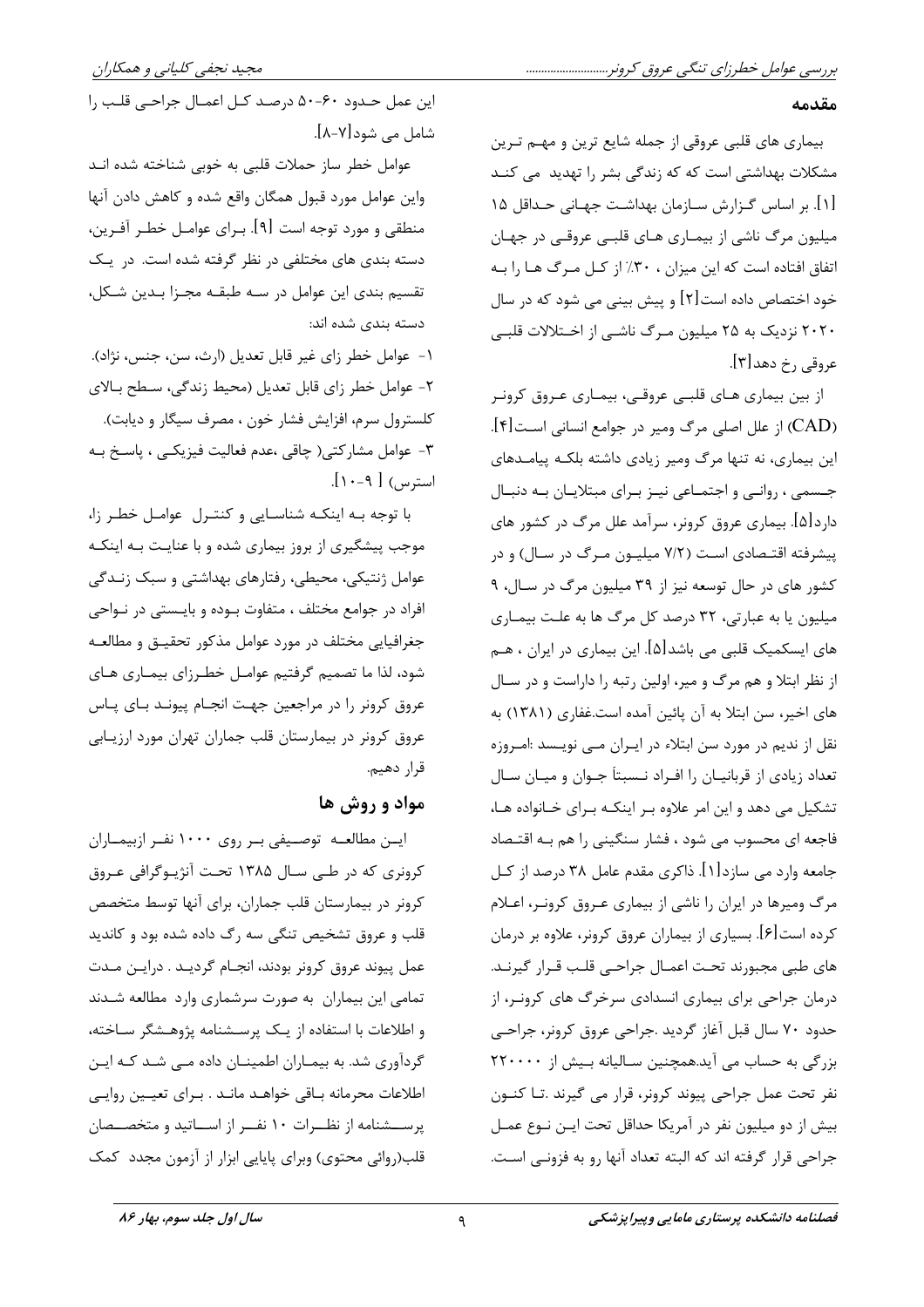## مقدمه

بیماری های قلبی عروقی از جمله شایع ترین و مهم ترین مشکلات بهداشتی است که که زندگی بشر را تهدید می کند [۱]. بر اساس گزارش سازمان بهداشت جهانی حداقل ۱۵ میلیون مرگ ناشی از بیماری های قلبی عروقی در جهان اتفاق افتاده است که این میزان ، ۳۰٪ از کل مرگ ها را به خود اختصاص داده است[۲] و پیش بینی می شود که در سال ۲۰۲۰ نزدیک به ۲۵ میلیون مرگ ناشی از اختلالات قلبی عروقی رخ دهد[۳].

از بین بیماری های قلبی عروقی، بیماری عروق کرونر (CAD) از علل اصلی مرگ ومیر در جوامع انسانی است[۴]. این بیماری، نه تنها مرگ ومیر زیادی داشته بلکه پیامدهای جسمی ، روانی و اجتماعی نیز برای مبتلایان به دنبال دارد[۵]. بیماری عروق کرونر، سرآمد علل مرگ در کشور های پیشرفته اقتصادی است (۷/۲ میلیون مرگ در سال) و در کشور های در حال توسعه نیز از ۳۹ میلیون مرگ در سال، ۹ میلیون یا به عبارتی، ۳۲ درصد کل مرگ ها به علت بیماری های ایسکمیک قلبی می باشد[۵]. این بیماری در ایران ، هم از نظر ابتلا و هم مرگ و میر، اولین رتبه را داراست و در سال های اخیر، سن ابتلا به آن پائین آمده است.غفاری (۱۳۸۱) به نقل از ندیم در مورد سن ابتلاء در ایران می نویسد :امروزه تعداد زیادی از قربانیان را افراد نسبتاً جوان و میان سال تشکیل می دهد و این امر علاوه بر اینکه برای خانواده ها، فاجعه ای محسوب می شود ، فشار سنگینی را هم به اقتصاد جامعه وارد می سازد[۱]. ذاکری مقدم عامل ۳۸ درصد از کل مرگ ومیرها در ایران را ناشی از بیماری عروق کرونر، اعلام کرده است[۶]. بسیاری از بیماران عروق کرونر، علاوه بر درمان های طبی مجبورند تحت اعمال جراحی قلب قرار گیرند. درمان جراحی برای بیماری انسدادی سرخرگ های کرونر، از حدود ۷۰ سال قبل آغاز گردید .جراحی عروق کرونر، جراحی بزرگی به حساب می آید.همچنین سالیانه بیش از ۲۲۰۰۰۰ نفر تحت عمل جراحی پیوند کرونر، قرار می گیرند .تا کنون بیش از دو میلیون نفر در آمریکا حداقل تحت این نوع عمل جراحی قرار گرفته اند که البته تعداد آنها رو به فزونی است. این عمل حدود ۶۰-۵۰ درصد کل اعمال جراحی قلب را شامل می شود[۷-۸].

عوامل خطر ساز حملات قلبی به خوبی شناخته شده اند واین عوامل مورد قبول همگان واقع شده و کاهش دادن آنها منطقی و مورد توجه است [۹]. برای عوامل خطر آفرین، دسته بندی های مختلفی در نظر گرفته شده است. در یک تقسیم بندی این عوامل در سه طبقه مجزا بدین شکل، دسته بندی شده اند:

۱- عوامل خطر زای غیر قابل تعدیل (ارث، سن، جنس، نژاد).

۲- عوامل خطر زای قابل تعدیل (محیط زندگی، سطح بالای کلسترول سرم، افزایش فشار خون ، مصرف سیگار و دیابت).

۳- عوامل مشارکتی( چاقی ،عدم فعالیت فیزیکی ، پاسخ به استرس) [ ۹-۱۰].

با توجه به اینکه شناسایی و کنترل عوامل خطر زا، موجب پیشگیری از بروز بیماری شده و با عنایت به اینکه عوامل ژنتیکی، محیطی، رفتارهای بهداشتی و سبک زندگی افراد در جوامع مختلف ، متفاوت بوده و بایستی در نواحی جغرافیایی مختلف در مورد عوامل مذکور تحقیق و مطالعه شود، لذا ما تصمیم گرفتیم عوامل خطرزای بیماری های عروق کرونر را در مراجعین جهت انجام پیوند بای پاس عروق کرونر در بیمارستان قلب جماران تهران مورد ارزیابی قرار دهیم.

## مواد و روش ها

این مطالعه توصیفی بر روی ۱۰۰۰ نفر ازبیماران کرونری که در طی سال ۱۳۸۵ تحت آنژیوگرافی عروق کرونر در بیمارستان قلب جماران، برای آنها توسط متخصص قلب و عروق تشخیص تنگی سه رگ داده شده بود و کاندید عمل پیوند عروق کرونر بودند، انجام گردید . دراین مدت تمامی این بیماران به صورت سرشماری وارد مطالعه شدند و اطلاعات با استفاده از یک پرسشنامه پژوهشگر ساخته، گردآوری شد. به بیماران اطمینان داده می شد که این اطلاعات محرمانه باقی خواهد ماند . برای تعیین روایی پرسشنامه از نظرات ۱۰ نفر از اساتید و متخصصان قلب(روائی محتوی) وبرای پایایی ابزار از آزمون مجدد کمک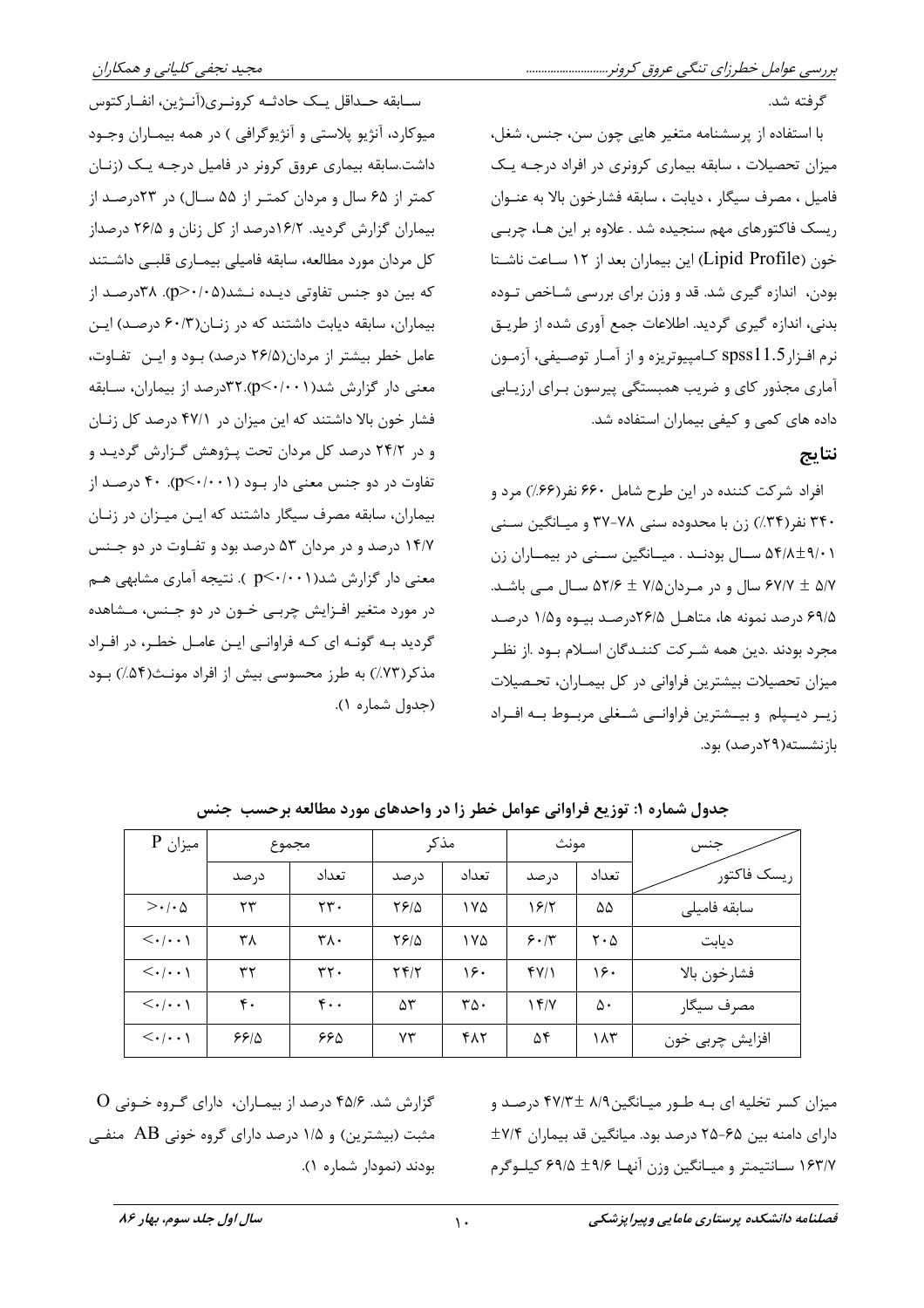گرفته شد.

با استفاده از پرسشنامه متغیر هایی چون سن، جنس، شغل، میزان تحصیلات ، سابقه بیماری کرونری در افراد درجه یک فامیل ، مصرف سیگار ، دیابت ، سابقه فشارخون بالا به عنوان ریسک فاکتورهای مهم سنجیده شد . علاوه بر این ها، چربی خون (Lipid Profile) این بیماران بعد از ۱۲ ساعت ناشتا بودن، اندازه گیری شد. قد و وزن برای بررسی شاخص توده بدنی، اندازه گیری گردید. اطلاعات جمع آوری شده از طریق نرم افزار spss11.5 کامپیوتریزه و از آمار توصیفی، آزمون آماری مجذور کای و ضریب همبستگی پیرسون برای ارزیابی داده های کمی و کیفی بیماران استفاده شد.

## نتایج

افراد شرکت کننده در این طرح شامل ۶۶۰ نفر(۶۶٪) مرد و ۳۴۰ نفر(۳۴٪) زن با محدوده سنی ۷۸-۳۷ و میانگین سنی ۹/۰۱±۵۴/۸ سال بودند . میانگین سنی در بیماران زن ۵/۷ ± ۶۷/۷ سال و در مردان۷/۵ ± ۵۲/۶ سال می باشد. ۶۹/۵ درصد نمونه ها، متاهل ۲۶/۵درصد بیوه و۱/۵ درصد مجرد بودند .دین همه شرکت کنندگان اسلام بود .از نظر میزان تحصیلات بیشترین فراوانی در کل بیماران، تحصیلات زیر دیپلم و بیشترین فراوانی شغلی مربوط به افراد بازنشسته(۲۹درصد) بود.

سابقه حداقل یک حادثه کرونری(آنژین، انفارکتوس میوکارد، آنژیو پلاستی و آنژیوگرافی ) در همه بیماران وجود داشت.سابقه بیماری عروق کرونر در فامیل درجه یک (زنان کمتر از ۶۵ سال و مردان کمتر از ۵۵ سال) در ۲۳درصد از بیماران گزارش گردید. ۱۶/۲درصد از کل زنان و ۲۶/۵ درصداز کل مردان مورد مطالعه، سابقه فامیلی بیماری قلبی داشتند که بین دو جنس تفاوتی دیده نشد(p>۰/۰۵). ۳۸درصد از بیماران، سابقه دیابت داشتند که در زنان(۶۰/۳ درصد) این عامل خطر بیشتر از مردان(۲۶/۵ درصد) بود و این تفاوت، معنی دار گزارش شد(p<۰/۰۰۱).۳۲درصد از بیماران، سابقه فشار خون بالا داشتند که این میزان در ۴۷/۱ درصد کل زنان و در ۲۴/۲ درصد کل مردان تحت پژوهش گزارش گردید و تفاوت در دو جنس معنی دار بود (p<۰/۰۰۱). ۴۰ درصد از بیماران، سابقه مصرف سیگار داشتند که این میزان در زنان ۱۴/۷ درصد و در مردان ۵۳ درصد بود و تفاوت در دو جنس معنی دار گزارش شد(p<۰/۰۰۱ ). نتیجه آماری مشابهی هم در مورد متغیر افزایش چربی خون در دو جنس، مشاهده گردید به گونه ای که فراوانی این عامل خطر، در افراد مذکر(۷۳٪) به طرز محسوسی بیش از افراد مونث(۵۴٪) بود (جدول شماره ۱).

**جدول شماره ۱: توزیع فراوانی عوامل خطر زا در واحدهای مورد مطالعه برحسب جنس**

| جنس / ریسک فاکتور | مونث | | مذکر | | مجموع | | میزان P |
|---|---|---|---|---|---|---|---|
| | تعداد | درصد | تعداد | درصد | تعداد | درصد | |
| سابقه فامیلی | ۵۵ | ۱۶/۲ | ۱۷۵ | ۲۶/۵ | ۲۳۰ | ۲۳ | >۰/۰۵ |
| دیابت | ۲۰۵ | ۶۰/۳ | ۱۷۵ | ۲۶/۵ | ۳۸۰ | ۳۸ | <۰/۰۰۱ |
| فشارخون بالا | ۱۶۰ | ۴۷/۱ | ۱۶۰ | ۲۴/۲ | ۳۲۰ | ۳۲ | <۰/۰۰۱ |
| مصرف سیگار | ۵۰ | ۱۴/۷ | ۳۵۰ | ۵۳ | ۴۰۰ | ۴۰ | <۰/۰۰۱ |
| افزایش چربی خون | ۱۸۳ | ۵۴ | ۴۸۲ | ۷۳ | ۶۶۵ | ۶۶/۵ | <۰/۰۰۱ |

میزان کسر تخلیه ای به طور میانگین۸/۹ ± ۴۷/۳ درصد و دارای دامنه بین ۶۵-۲۵ درصد بود. میانگین قد بیماران ۷/۴± ۱۶۳/۷ سانتیمتر و میانگین وزن آنها ۹/۶± ۶۹/۵ کیلوگرم گزارش شد. ۴۵/۶ درصد از بیماران، دارای گروه خونی O مثبت (بیشترین) و ۱/۵ درصد دارای گروه خونی AB منفی بودند (نمودار شماره ۱).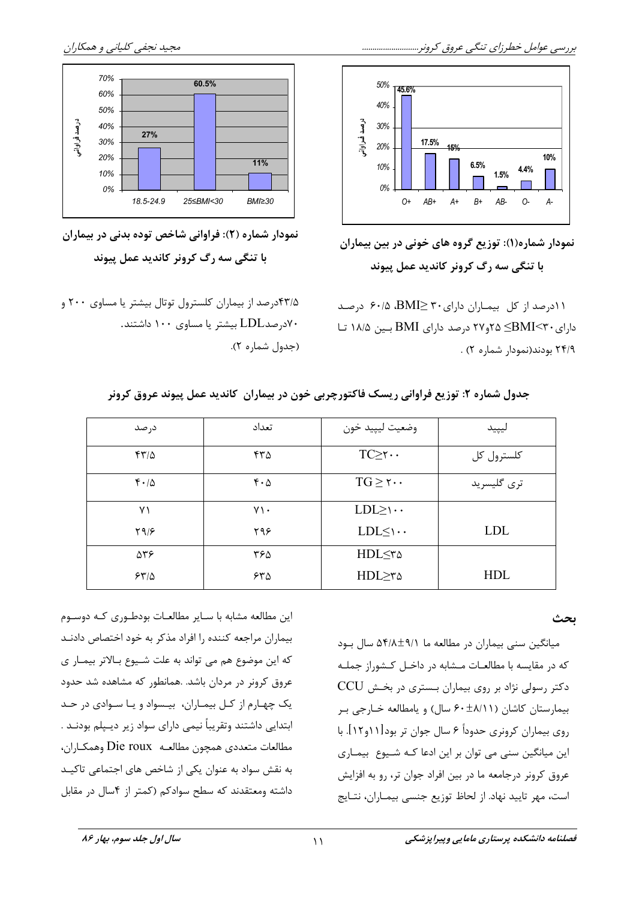نمودار شماره(۱): توزیع گروه های خونی در بین بیماران با تنگی سه رگ کرونر کاندید عمل پیوند

۱۱درصد از کل بیماران دارای BMI≥۳۰، ۶۰/۵ درصد دارای ۲۵≤BMI<۳۰و۲۷ درصد دارای BMI بین ۱۸/۵ تا ۲۴/۹ بودند(نمودار شماره ۲) .

نمودار شماره (۲): فراوانی شاخص توده بدنی در بیماران با تنگی سه رگ کرونر کاندید عمل پیوند

۴۳/۵درصد از بیماران کلسترول توتال بیشتر یا مساوی ۲۰۰ و ۷۰درصدLDL بیشتر یا مساوی ۱۰۰ داشتند. (جدول شماره ۲).

**جدول شماره ۲: توزیع فراوانی ریسک فاکتورچربی خون در بیماران کاندید عمل پیوند عروق کرونر**

| لیپید | وضعیت لیپید خون | تعداد | درصد |
|---|---|---|---|
| کلسترول کل | TC≥۲۰۰ | ۴۳۵ | ۴۳/۵ |
| تری گلیسرید | TG ≥ ۲۰۰ | ۴۰۵ | ۴۰/۵ |
| LDL | LDL≥۱۰۰ | ۷۱۰ | ۷۱ |
| | LDL≤۱۰۰ | ۲۹۶ | ۲۹/۶ |
| HDL | HDL≤۳۵ | ۳۶۵ | ۵۳۶ |
| | HDL≥۳۵ | ۶۳۵ | ۶۳/۵ |

## بحث

میانگین سنی بیماران در مطالعه ما ۹/۱±۵۴/۸ سال بود که در مقایسه با مطالعات مشابه در داخل کشوراز جمله دکتر رسولی نژاد بر روی بیماران بستری در بخش CCU بیمارستان کاشان (۸/۱۱±۶۰ سال) و یامطالعه خارجی بر روی بیماران کرونری حدوداً ۶ سال جوان تر بود[۱۱و۱۲]. با این میانگین سنی می توان بر این ادعا که شیوع بیماری عروق کرونر درجامعه ما در بین افراد جوان تر، رو به افزایش است، مهر تایید نهاد. از لحاظ توزیع جنسی بیماران، نتایج این مطالعه مشابه با سایر مطالعات بودطوری که دوسوم بیماران مراجعه کننده را افراد مذکر به خود اختصاص دادند که این موضوع هم می تواند به علت شیوع بالاتر بیماری عروق کرونر در مردان باشد. .همانطور که مشاهده شد حدود یک چهارم از کل بیماران، بیسواد و یا سوادی در حد ابتدایی داشتند وتقریباً نیمی دارای سواد زیر دیپلم بودند . مطالعات متعددی همچون مطالعه Die roux وهمکاران، به نقش سواد به عنوان یکی از شاخص های اجتماعی تاکید داشته ومعتقدند که سطح سوادکم (کمتر از ۴سال در مقابل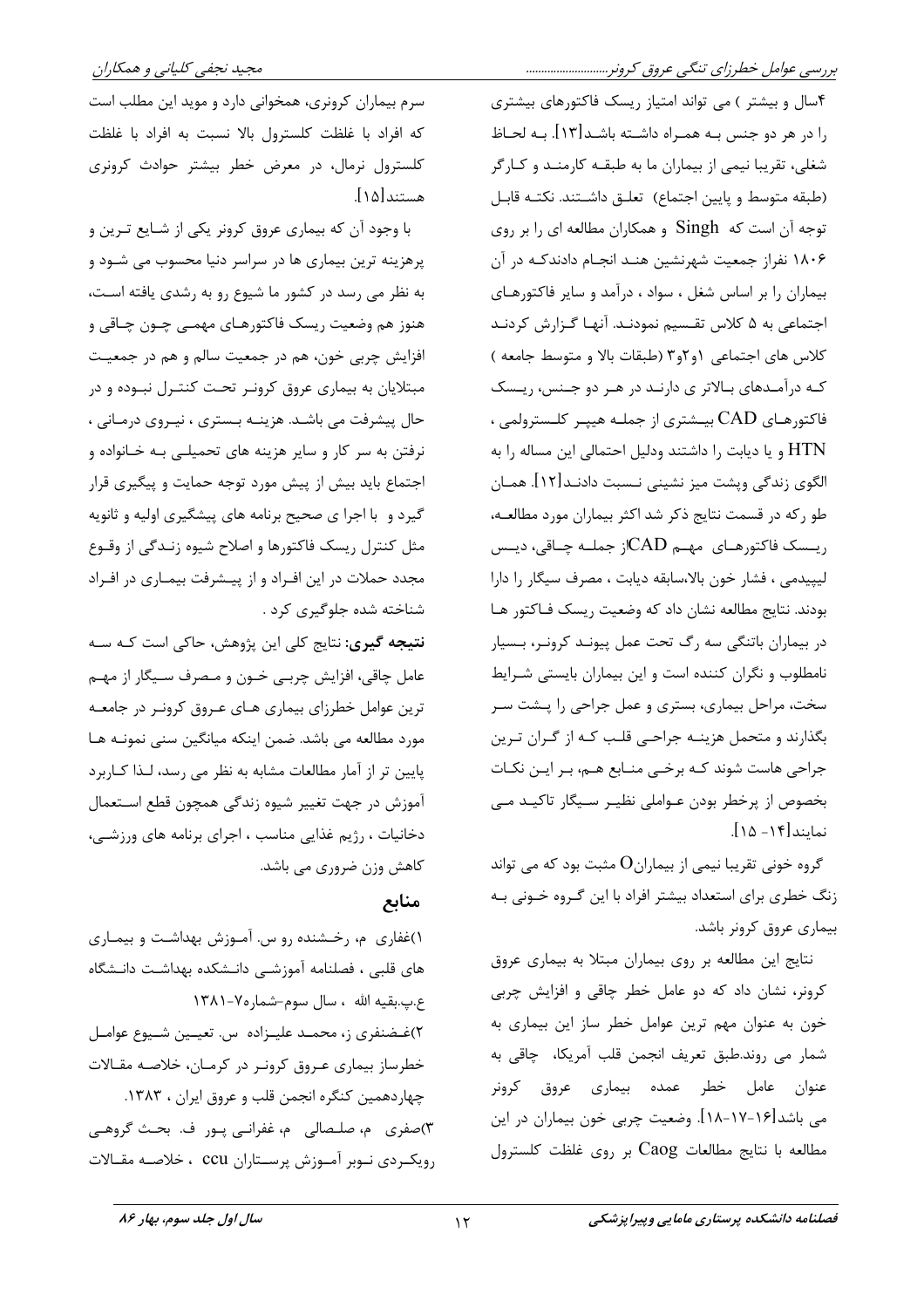۴سال و بیشتر ) می تواند امتیاز ریسک فاکتورهای بیشتری را در هر دو جنس بـه همـراه داشـته باشـد[۱۳]. بـه لحـاظ شغلی، تقریبا نیمی از بیماران ما به طبقـه کارمنـد و کـارگر (طبقه متوسط و پایین اجتماع) تعلـق داشـتند. نکتـه قابـل توجه آن است که Singh و همکاران مطالعه ای را بر روی ۱۸۰۶ نفراز جمعیت شهرنشین هنـد انجـام دادندکـه در آن بیماران را بر اساس شغل ، سواد ، درآمد و سایر فاکتورهـای اجتماعی به ۵ کلاس تقـسیم نمودنـد. آنهـا گـزارش کردنـد کلاس های اجتماعی ۱و۲و۳ (طبقات بالا و متوسط جامعه ) کـه درآمـدهای بـالاتر ی دارنـد در هـر دو جـنس، ریـسک فاکتورهـای CAD بیـشتری از جملـه هیپـر کلـسترولمی ، HTN و یا دیابت را داشتند ودلیل احتمالی این مساله را به الگوی زندگی وپشت میز نشینی نـسبت دادنـد[۱۲]. همـان طو رکه در قسمت نتایج ذکر شد اکثر بیماران مورد مطالعـه، ریـسک فاکتورهـای مهـم CADاز جملـه چـاقی، دیـس لیپیدمی ، فشار خون بالا،سابقه دیابت ، مصرف سیگار را دارا بودند. نتایج مطالعه نشان داد که وضعیت ریسک فـاکتور هـا در بیماران باتنگی سه رگ تحت عمل پیونـد کرونـر، بـسیار نامطلوب و نگران کننده است و این بیماران بایستی شـرایط سخت، مراحل بیماری، بستری و عمل جراحی را پـشت سـر بگذارند و متحمل هزینـه جراحـی قلـب کـه از گـران تـرین جراحی هاست شوند کـه برخـی منـابع هـم، بـر ایـن نکـات بخصوص از پرخطر بودن عـواملی نظیـر سـیگار تاکیـد مـی نمایند[۱۴- ۱۵].

گروه خونی تقریبا نیمی از بیمارانO مثبت بود که می تواند زنگ خطری برای استعداد بیشتر افراد با این گـروه خـونی بـه بیماری عروق کرونر باشد.

نتایج این مطالعه بر روی بیماران مبتلا به بیماری عروق کرونر، نشان داد که دو عامل خطر چاقی و افزایش چربی خون به عنوان مهم ترین عوامل خطر ساز این بیماری به شمار می روند.طبق تعریف انجمن قلب آمریکا، چاقی به عنوان عامل خطر عمده بیماری عروق کرونر می باشد[۱۶-۱۷-۱۸]. وضعیت چربی خون بیماران در این مطالعه با نتایج مطالعات Caog بر روی غلظت کلسترول سرم بیماران کرونری، همخوانی دارد و موید این مطلب است که افراد با غلظت کلسترول بالا نسبت به افراد با غلظت کلسترول نرمال، در معرض خطر بیشتر حوادث کرونری هستند[۱۵].

با وجود آن که بیماری عروق کرونر یکی از شـایع تـرین و پرهزینه ترین بیماری ها در سراسر دنیا محسوب می شـود و به نظر می رسد در کشور ما شیوع رو به رشدی یافته اسـت، هنوز هم وضعیت ریسک فاکتورهـای مهمـی چـون چـاقی و افزایش چربی خون، هم در جمعیت سالم و هم در جمعیـت مبتلایان به بیماری عروق کرونـر تحـت کنتـرل نبـوده و در حال پیشرفت می باشـد. هزینـه بـستری ، نیـروی درمـانی ، نرفتن به سر کار و سایر هزینه های تحمیلـی بـه خـانواده و اجتماع باید بیش از پیش مورد توجه حمایت و پیگیری قرار گیرد و با اجرا ی صحیح برنامه های پیشگیری اولیه و ثانوبه مثل کنترل ریسک فاکتورها و اصلاح شیوه زنـدگی از وقـوع مجدد حملات در این افـراد و از پیـشرفت بیمـاری در افـراد شناخته شده جلوگیری کرد .

**نتیجه گیری:** نتایج کلی این پژوهش، حاکی است کـه سـه عامل چاقی، افزایش چربـی خـون و مـصرف سـیگار از مهـم ترین عوامل خطرزای بیماری هـای عـروق کرونـر در جامعـه مورد مطالعه می باشد. ضمن اینکه میانگین سنی نمونـه هـا پایین تر از آمار مطالعات مشابه به نظر می رسد، لـذا کـاربرد آموزش در جهت تغییر شیوه زندگی همچون قطع اسـتعمال دخانیات ، رژیم غذایی مناسب ، اجرای برنامه های ورزشـی، کاهش وزن ضروری می باشد.

## منابع

۱)غفاری م، رخـشنده رو س. آمـوزش بهداشـت و بیمـاری های قلبی ، فصلنامه آموزشـی دانـشکده بهداشـت دانـشگاه ع.پ.بقیه الله ، سال سوم-شماره۷-۱۳۸۱

۲)غـضنفری ز، محمـد علیـزاده س. تعیـین شـیوع عوامـل خطرساز بیماری عـروق کرونـر در کرمـان، خلاصـه مقـالات چهاردهمین کنگره انجمن قلب و عروق ایران ، ۱۳۸۳.

۳)صفری م، صلـصالی م، غفرانـی پـور ف. بحـث گروهـی رویکـردی نـوبر آمـوزش پرسـتاران ccu ، خلاصـه مقـالات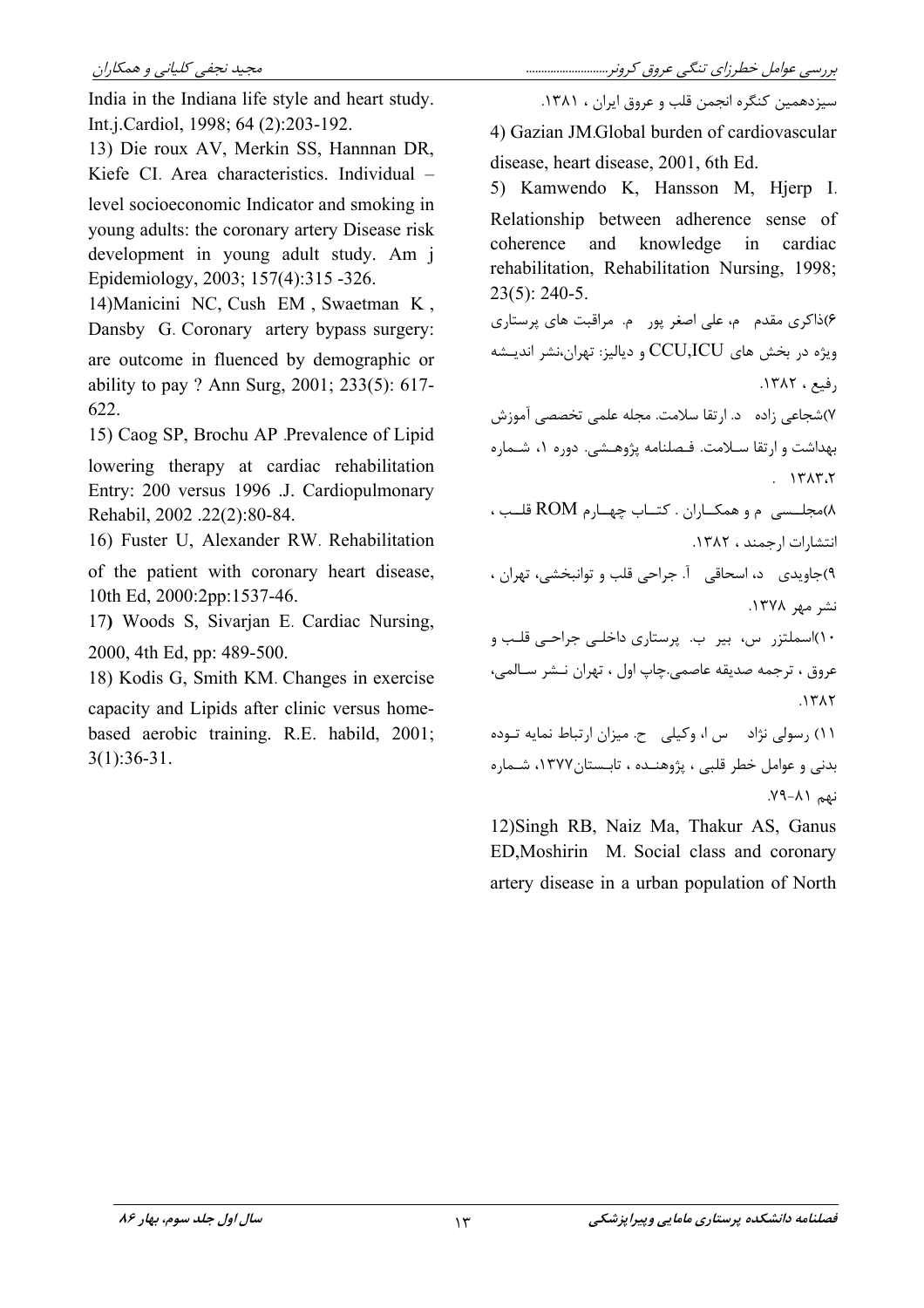سیزدهمین کنگره انجمن قلب و عروق ایران ، ۱۳۸۱.

4) Gazian JM.Global burden of cardiovascular disease, heart disease, 2001, 6th Ed.

5) Kamwendo K, Hansson M, Hjerp I. Relationship between adherence sense of coherence and knowledge in cardiac rehabilitation, Rehabilitation Nursing, 1998; 23(5): 240-5.

۶)ذاکری مقدم م، علی اصغر پور م. مراقبت های پرستاری ویژه در بخش های CCU,ICU و دیالیز: تهران،نشر اندیشه رفیع ، ۱۳۸۲.

۷)شجاعی زاده د. ارتقا سلامت. مجله علمی تخصصی آموزش بهداشت و ارتقا سلامت. فصلنامه پژوهشی. دوره ۱، شماره ۱۳۸۳.۲ .

۸)مجلسی م و همکاران . کتاب چهارم ROM قلب ، انتشارات ارجمند ، ۱۳۸۲.

۹)جاویدی د، اسحاقی آ. جراحی قلب و توانبخشی، تهران ، نشر مهر ۱۳۷۸.

۱۰)اسملتزر س، بیر ب. پرستاری داخلی جراحی قلب و عروق ، ترجمه صدیقه عاصمی.چاپ اول ، تهران نشر سالمی، ۱۳۸۲.

۱۱) رسولی نژاد س ا، وکیلی ح. میزان ارتباط نمایه توده بدنی و عوامل خطر قلبی ، پژوهنده ، تابستان۱۳۷۷، شماره نهم ۸۱-۷۹.

12)Singh RB, Naiz Ma, Thakur AS, Ganus ED,Moshirin M. Social class and coronary artery disease in a urban population of North India in the Indiana life style and heart study. Int.j.Cardiol, 1998; 64 (2):203-192.

13) Die roux AV, Merkin SS, Hannnan DR, Kiefe CI. Area characteristics. Individual – level socioeconomic Indicator and smoking in young adults: the coronary artery Disease risk development in young adult study. Am j Epidemiology, 2003; 157(4):315 -326.

14)Manicini NC, Cush EM , Swaetman K , Dansby G. Coronary artery bypass surgery: are outcome in fluenced by demographic or ability to pay ? Ann Surg, 2001; 233(5): 617-622.

15) Caog SP, Brochu AP .Prevalence of Lipid lowering therapy at cardiac rehabilitation Entry: 200 versus 1996 .J. Cardiopulmonary Rehabil, 2002 .22(2):80-84.

16) Fuster U, Alexander RW. Rehabilitation of the patient with coronary heart disease, 10th Ed, 2000:2pp:1537-46.

17) Woods S, Sivarjan E. Cardiac Nursing, 2000, 4th Ed, pp: 489-500.

18) Kodis G, Smith KM. Changes in exercise capacity and Lipids after clinic versus home-based aerobic training. R.E. habild, 2001; 3(1):36-31.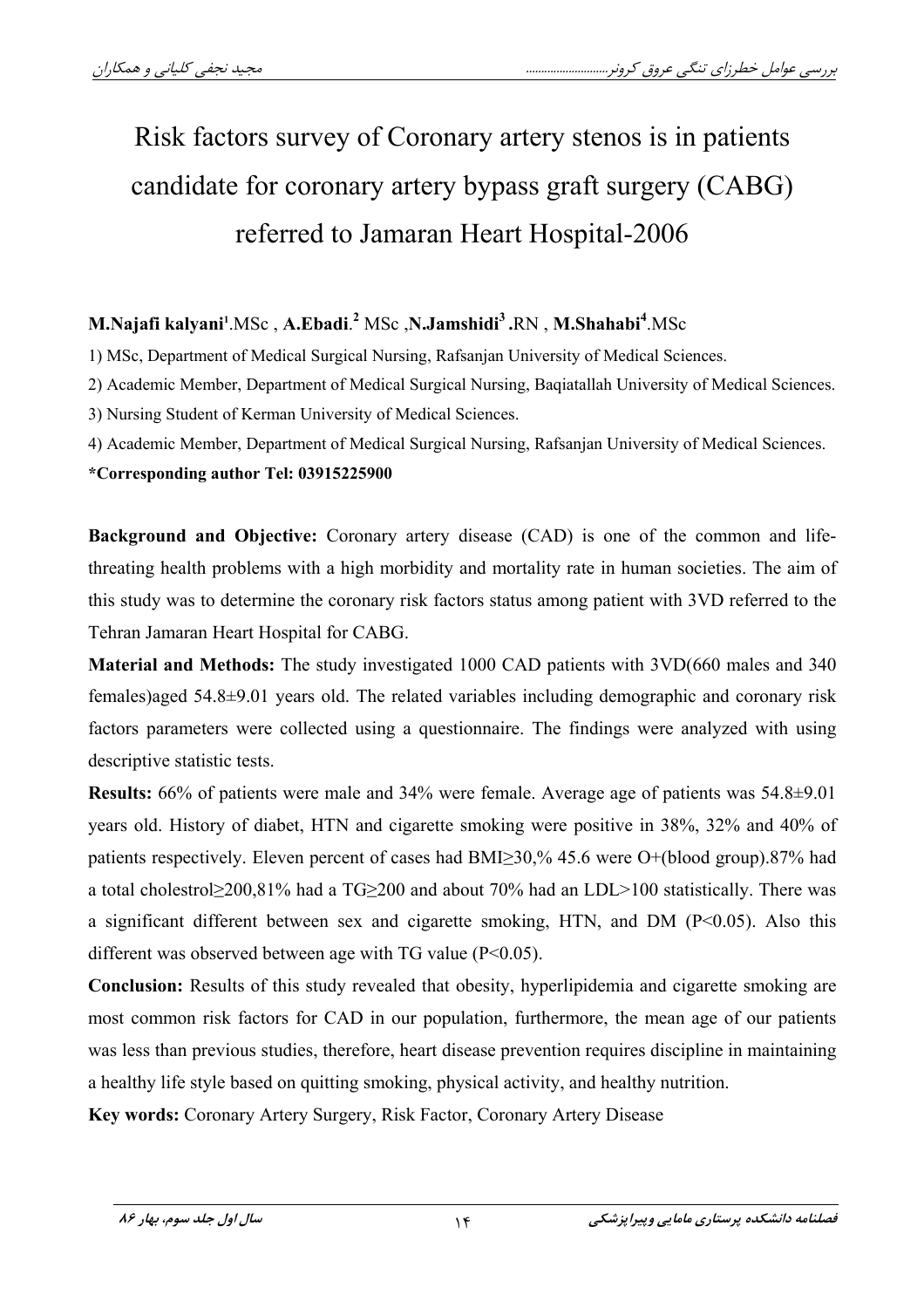# Risk factors survey of Coronary artery stenos is in patients candidate for coronary artery bypass graft surgery (CABG) referred to Jamaran Heart Hospital-2006

**M.Najafi kalyani**[1].MSc , **A.Ebadi**.[2] MSc ,**N.Jamshidi**[3] .RN , **M.Shahabi**[4].MSc

1) MSc, Department of Medical Surgical Nursing, Rafsanjan University of Medical Sciences.

2) Academic Member, Department of Medical Surgical Nursing, Baqiatallah University of Medical Sciences.

3) Nursing Student of Kerman University of Medical Sciences.

4) Academic Member, Department of Medical Surgical Nursing, Rafsanjan University of Medical Sciences.

**\*Corresponding author Tel: 03915225900**

**Background and Objective:** Coronary artery disease (CAD) is one of the common and life-threating health problems with a high morbidity and mortality rate in human societies. The aim of this study was to determine the coronary risk factors status among patient with 3VD referred to the Tehran Jamaran Heart Hospital for CABG.

**Material and Methods:** The study investigated 1000 CAD patients with 3VD(660 males and 340 females)aged 54.8±9.01 years old. The related variables including demographic and coronary risk factors parameters were collected using a questionnaire. The findings were analyzed with using descriptive statistic tests.

**Results:** 66% of patients were male and 34% were female. Average age of patients was 54.8±9.01 years old. History of diabet, HTN and cigarette smoking were positive in 38%, 32% and 40% of patients respectively. Eleven percent of cases had BMI≥30,% 45.6 were O+(blood group).87% had a total cholestrol≥200,81% had a TG≥200 and about 70% had an LDL>100 statistically. There was a significant different between sex and cigarette smoking, HTN, and DM ($P<0.05$). Also this different was observed between age with TG value ($P<0.05$).

**Conclusion:** Results of this study revealed that obesity, hyperlipidemia and cigarette smoking are most common risk factors for CAD in our population, furthermore, the mean age of our patients was less than previous studies, therefore, heart disease prevention requires discipline in maintaining a healthy life style based on quitting smoking, physical activity, and healthy nutrition.

**Key words:** Coronary Artery Surgery, Risk Factor, Coronary Artery Disease